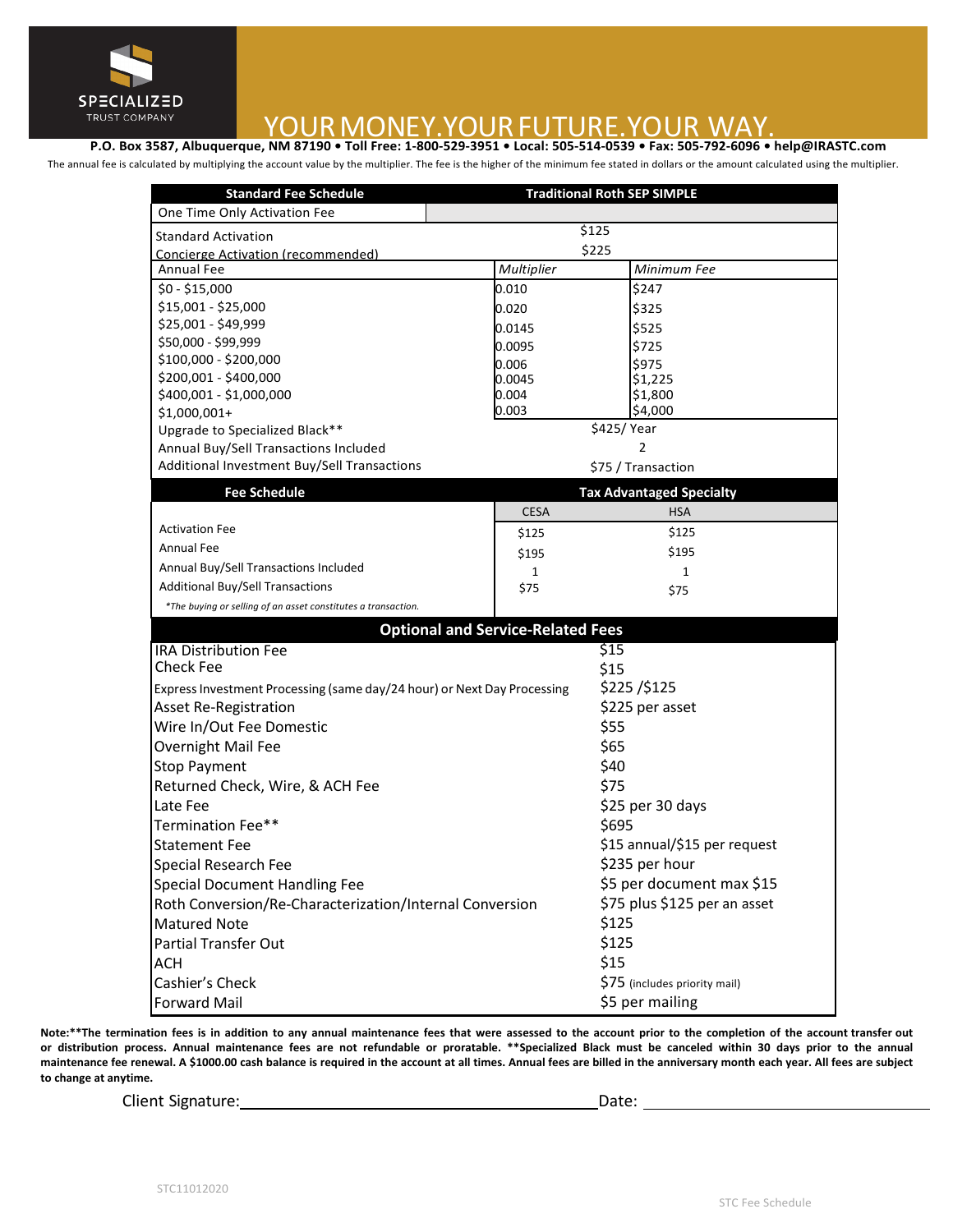SPECIALIZED TRUST COMPANY

# YOUR MONEY. YOUR FUTURE. YOUR WAY.

**P.O. Box 3587, Albuquerque, NM 87190 • Toll Free: 1-800-529-3951 • Local: 505-514-0539 • Fax: 505-792-6096 • help@IRASTC.com**

The annual fee is calculated by multiplying the account value by the multiplier. The fee is the higher of the minimum fee stated in dollars or the amount calculated using the multiplier.

| Standard Fee Schedule | Traditional Roth SEP SIMPLE | |
|---|---|---|
| One Time Only Activation Fee | | |
| Standard Activation | $125 | |
| Concierge Activation (recommended) | $225 | |
| Annual Fee | *Multiplier* | *Minimum Fee* |
| $0 - $15,000 | 0.010 | $247 |
| $15,001 - $25,000 | 0.020 | $325 |
| $25,001 - $49,999 | 0.0145 | $525 |
| $50,000 - $99,999 | 0.0095 | $725 |
| $100,000 - $200,000 | 0.006 | $975 |
| $200,001 - $400,000 | 0.0045 | $1,225 |
| $400,001 - $1,000,000 | 0.004 | $1,800 |
| $1,000,001+ | 0.003 | $4,000 |
| Upgrade to Specialized Black** | $425/ Year | |
| Annual Buy/Sell Transactions Included | 2 | |
| Additional Investment Buy/Sell Transactions | $75 / Transaction | |

| Fee Schedule | Tax Advantaged Specialty | |
|---|---|---|
| | CESA | HSA |
| Activation Fee | $125 | $125 |
| Annual Fee | $195 | $195 |
| Annual Buy/Sell Transactions Included | 1 | 1 |
| Additional Buy/Sell Transactions | $75 | $75 |

*\*The buying or selling of an asset constitutes a transaction.*

| Optional and Service-Related Fees | |
|---|---|
| IRA Distribution Fee | $15 |
| Check Fee | $15 |
| Express Investment Processing (same day/24 hour) or Next Day Processing | $225 /$125 |
| Asset Re-Registration | $225 per asset |
| Wire In/Out Fee Domestic | $55 |
| Overnight Mail Fee | $65 |
| Stop Payment | $40 |
| Returned Check, Wire, & ACH Fee | $75 |
| Late Fee | $25 per 30 days |
| Termination Fee** | $695 |
| Statement Fee | $15 annual/$15 per request |
| Special Research Fee | $235 per hour |
| Special Document Handling Fee | $5 per document max $15 |
| Roth Conversion/Re-Characterization/Internal Conversion | $75 plus $125 per an asset |
| Matured Note | $125 |
| Partial Transfer Out | $125 |
| ACH | $15 |
| Cashier's Check | $75 (includes priority mail) |
| Forward Mail | $5 per mailing |

**Note:**The termination fees is in addition to any annual maintenance fees that were assessed to the account prior to the completion of the account transfer out or distribution process. Annual maintenance fees are not refundable or proratable. **Specialized Black must be canceled within 30 days prior to the annual maintenance fee renewal. A $1000.00 cash balance is required in the account at all times. Annual fees are billed in the anniversary month each year. All fees are subject to change at anytime.**

Client Signature: ______________________ Date: ______________________

STC11012020

STC Fee Schedule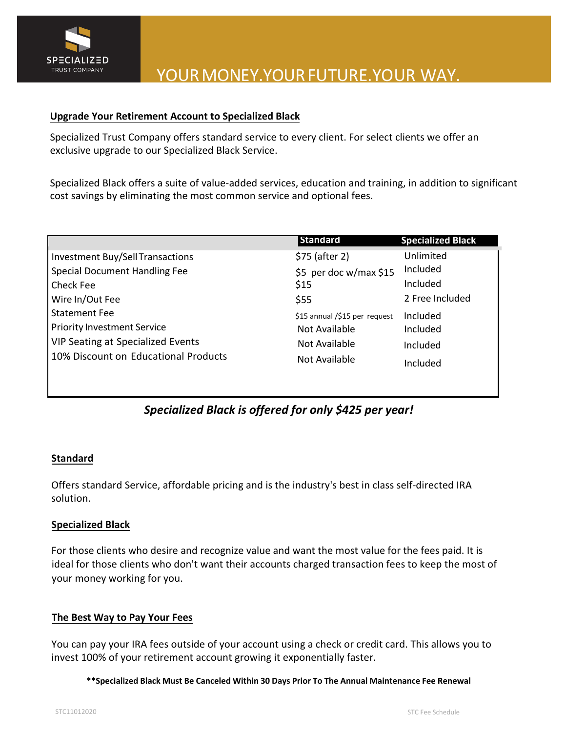SPECIALIZED TRUST COMPANY

YOUR MONEY.YOUR FUTURE.YOUR WAY.

## Upgrade Your Retirement Account to Specialized Black

Specialized Trust Company offers standard service to every client. For select clients we offer an exclusive upgrade to our Specialized Black Service.

Specialized Black offers a suite of value-added services, education and training, in addition to significant cost savings by eliminating the most common service and optional fees.

| | Standard | Specialized Black |
|---|---|---|
| Investment Buy/Sell Transactions | $75 (after 2) | Unlimited |
| Special Document Handling Fee | $5 per doc w/max $15 | Included |
| Check Fee | $15 | Included |
| Wire In/Out Fee | $55 | 2 Free Included |
| Statement Fee | $15 annual /$15 per request | Included |
| Priority Investment Service | Not Available | Included |
| VIP Seating at Specialized Events | Not Available | Included |
| 10% Discount on Educational Products | Not Available | Included |

***Specialized Black is offered for only $425 per year!***

## Standard

Offers standard Service, affordable pricing and is the industry's best in class self-directed IRA solution.

## Specialized Black

For those clients who desire and recognize value and want the most value for the fees paid. It is ideal for those clients who don't want their accounts charged transaction fees to keep the most of your money working for you.

## The Best Way to Pay Your Fees

You can pay your IRA fees outside of your account using a check or credit card. This allows you to invest 100% of your retirement account growing it exponentially faster.

**\*\*Specialized Black Must Be Canceled Within 30 Days Prior To The Annual Maintenance Fee Renewal**

STC11012020

STC Fee Schedule